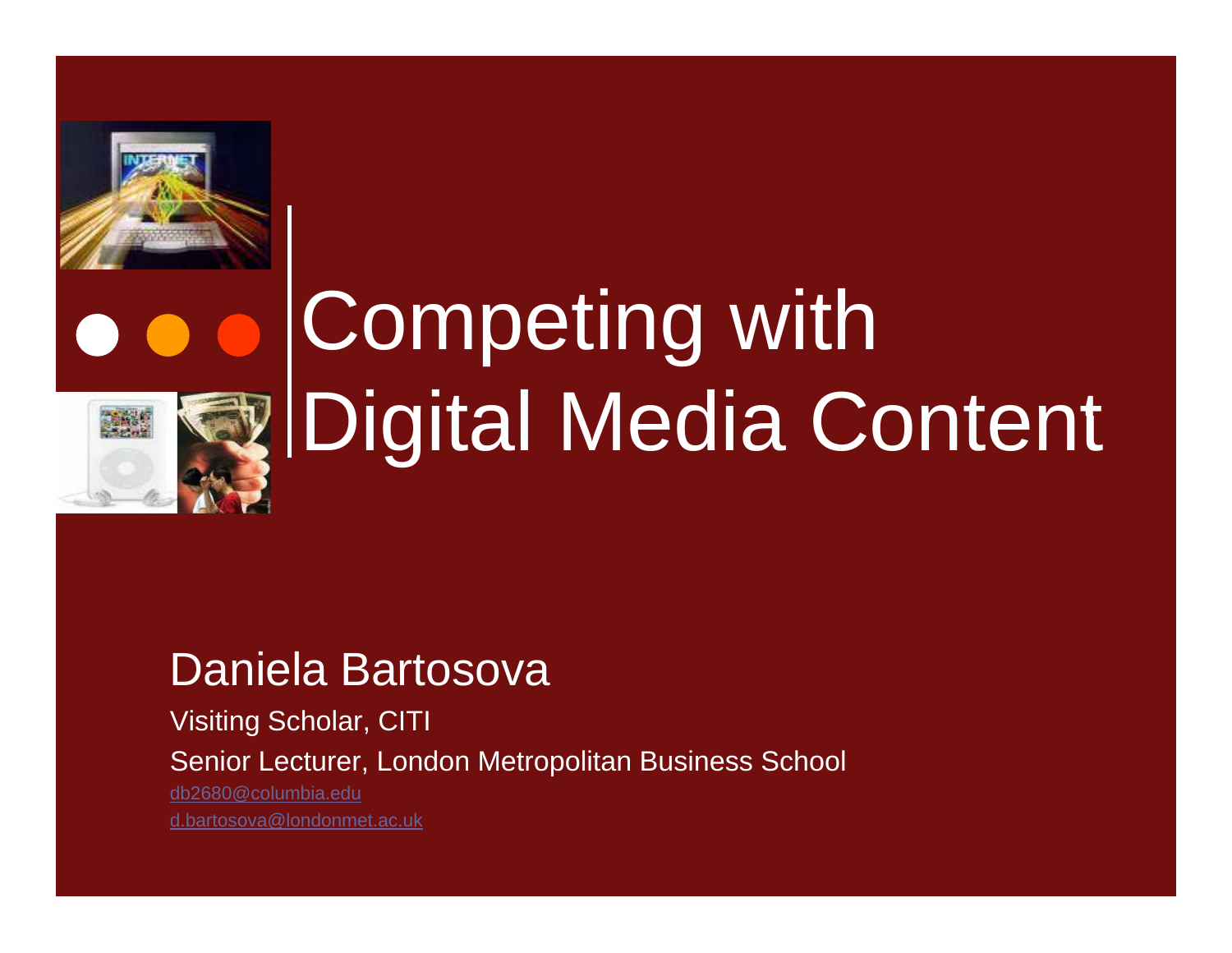# Competing with Digital Media Content

## Daniela Bartosova

Visiting Scholar, CITI

Senior Lecturer, London Metropolitan Business School

db2680@columbia.edu

d.bartosova@londonmet.ac.uk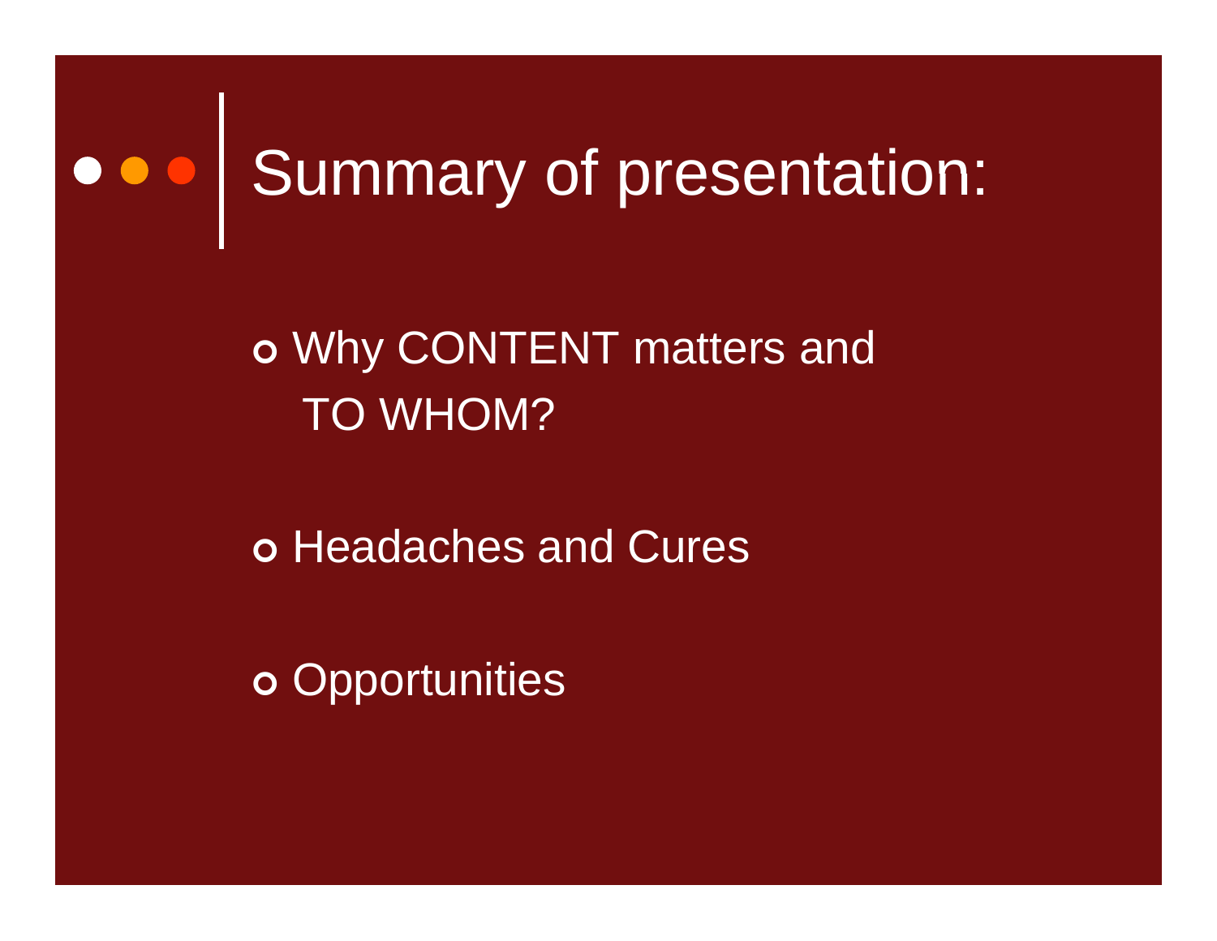# Summary of presentation:

- Why CONTENT matters and TO WHOM?
- Headaches and Cures
- Opportunities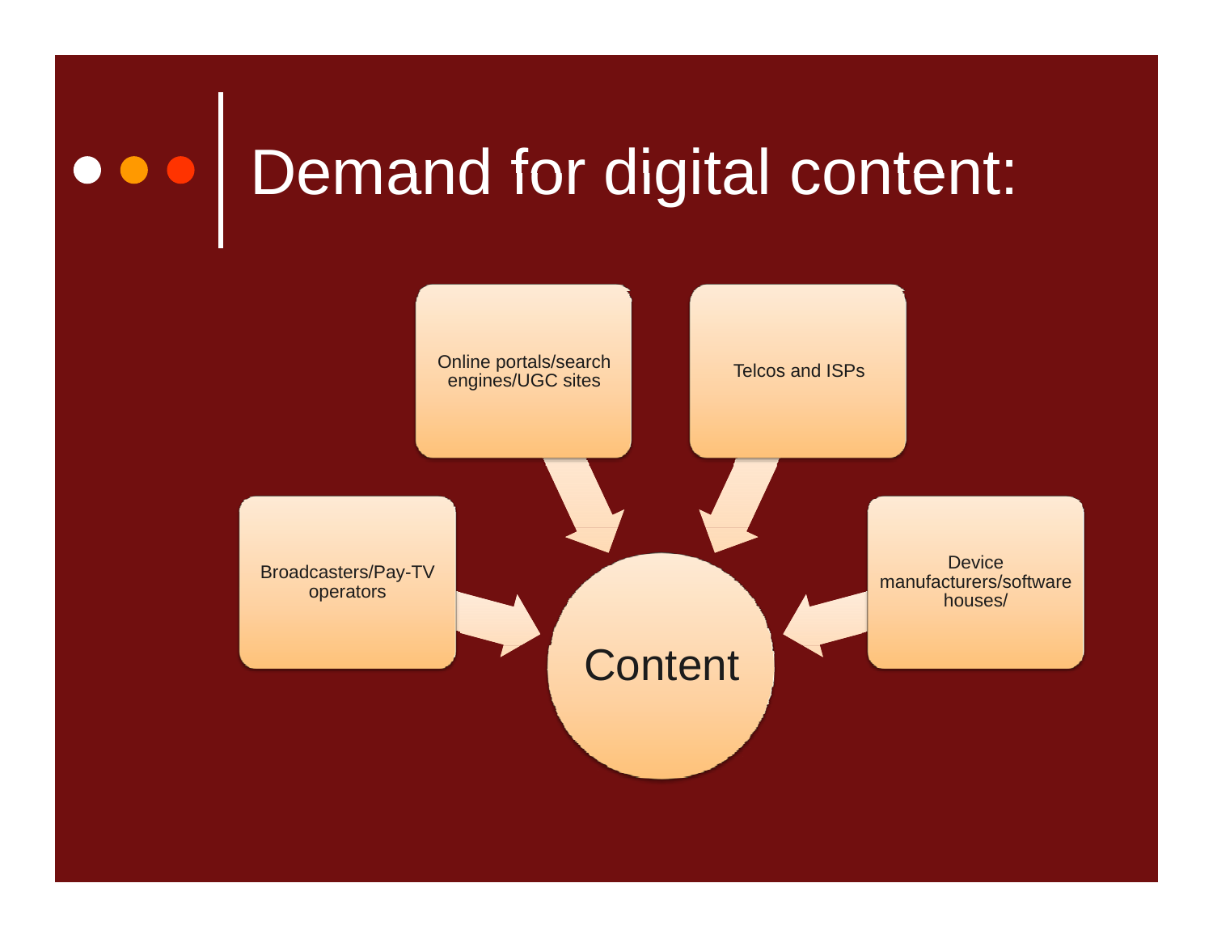# Demand for digital content:

- Online portals/search engines/UGC sites
- Telcos and ISPs
- Broadcasters/Pay-TV operators
- Device manufacturers/software houses/

Content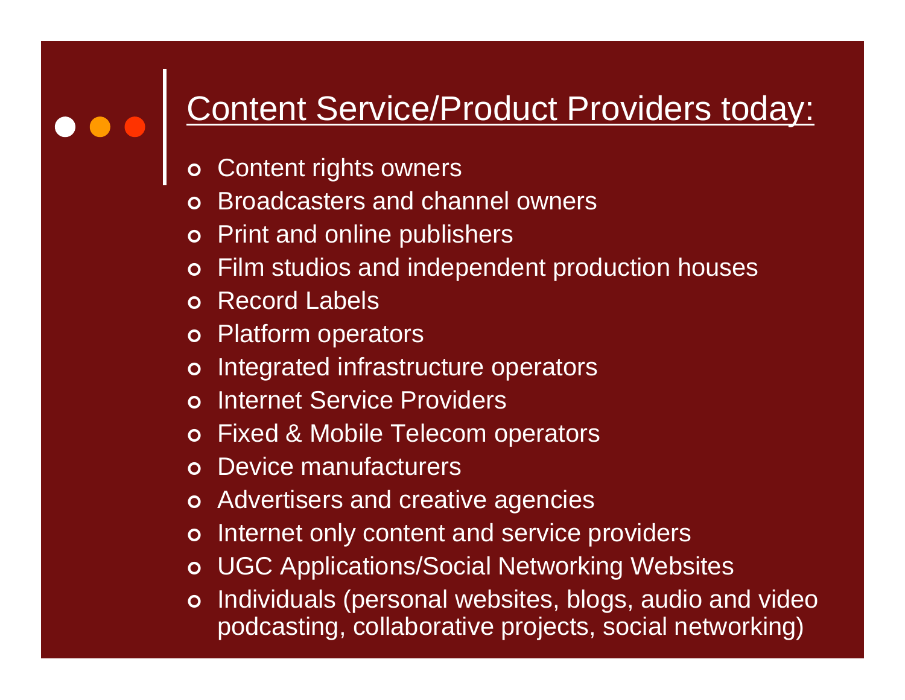## Content Service/Product Providers today:

- Content rights owners
- Broadcasters and channel owners
- Print and online publishers
- Film studios and independent production houses
- Record Labels
- Platform operators
- Integrated infrastructure operators
- Internet Service Providers
- Fixed & Mobile Telecom operators
- Device manufacturers
- Advertisers and creative agencies
- Internet only content and service providers
- UGC Applications/Social Networking Websites
- Individuals (personal websites, blogs, audio and video podcasting, collaborative projects, social networking)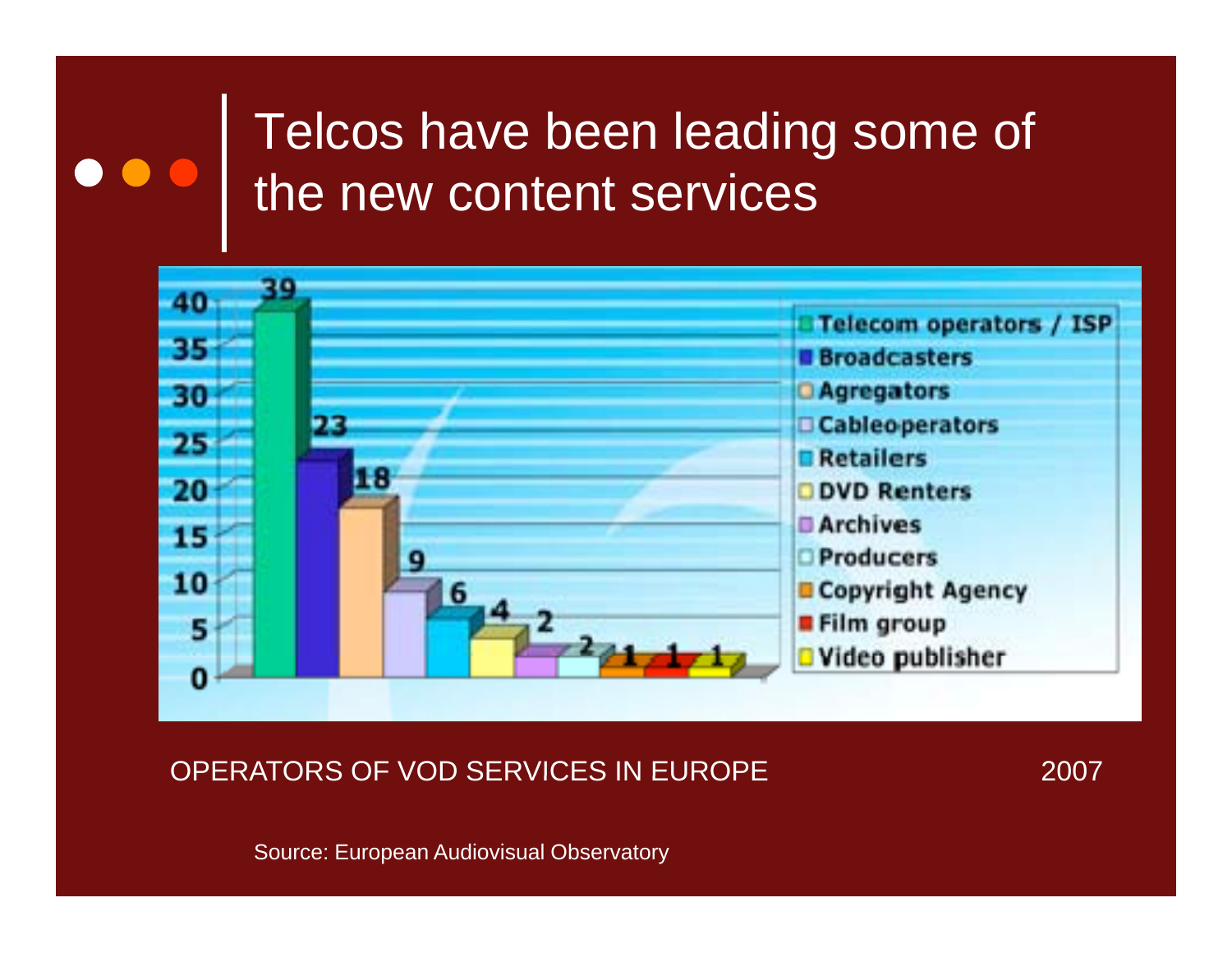# Telcos have been leading some of the new content services

| Operator type | Number |
| --- | --- |
| Telecom operators / ISP | 39 |
| Broadcasters | 23 |
| Agregators | 18 |
| Cableoperators | 9 |
| Retailers | 6 |
| DVD Renters | 4 |
| Archives | 2 |
| Producers | 2 |
| Copyright Agency | 1 |
| Film group | 1 |
| Video publisher | 1 |

OPERATORS OF VOD SERVICES IN EUROPE 2007

Source: European Audiovisual Observatory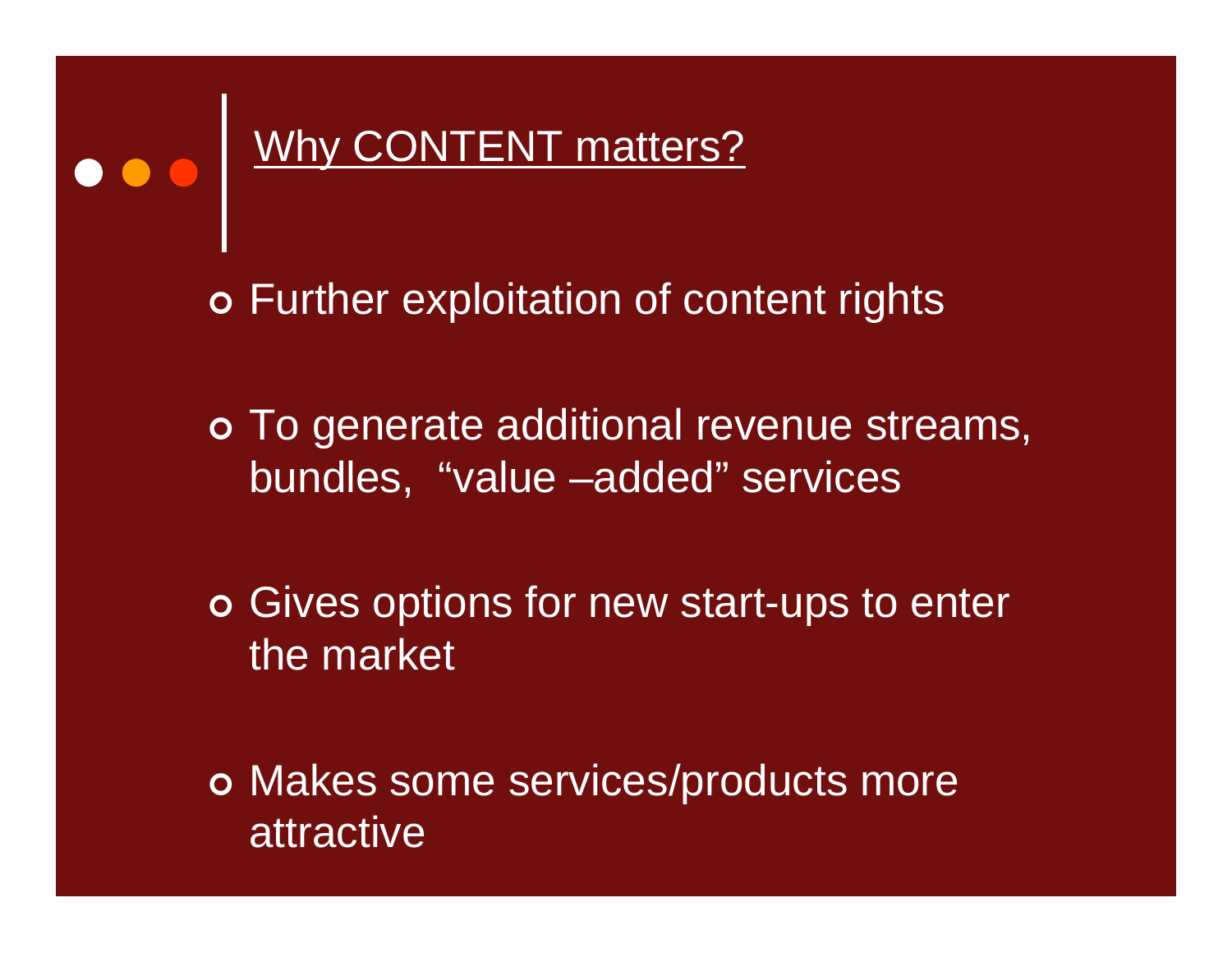## Why CONTENT matters?

- Further exploitation of content rights
- To generate additional revenue streams, bundles, “value –added” services
- Gives options for new start-ups to enter the market
- Makes some services/products more attractive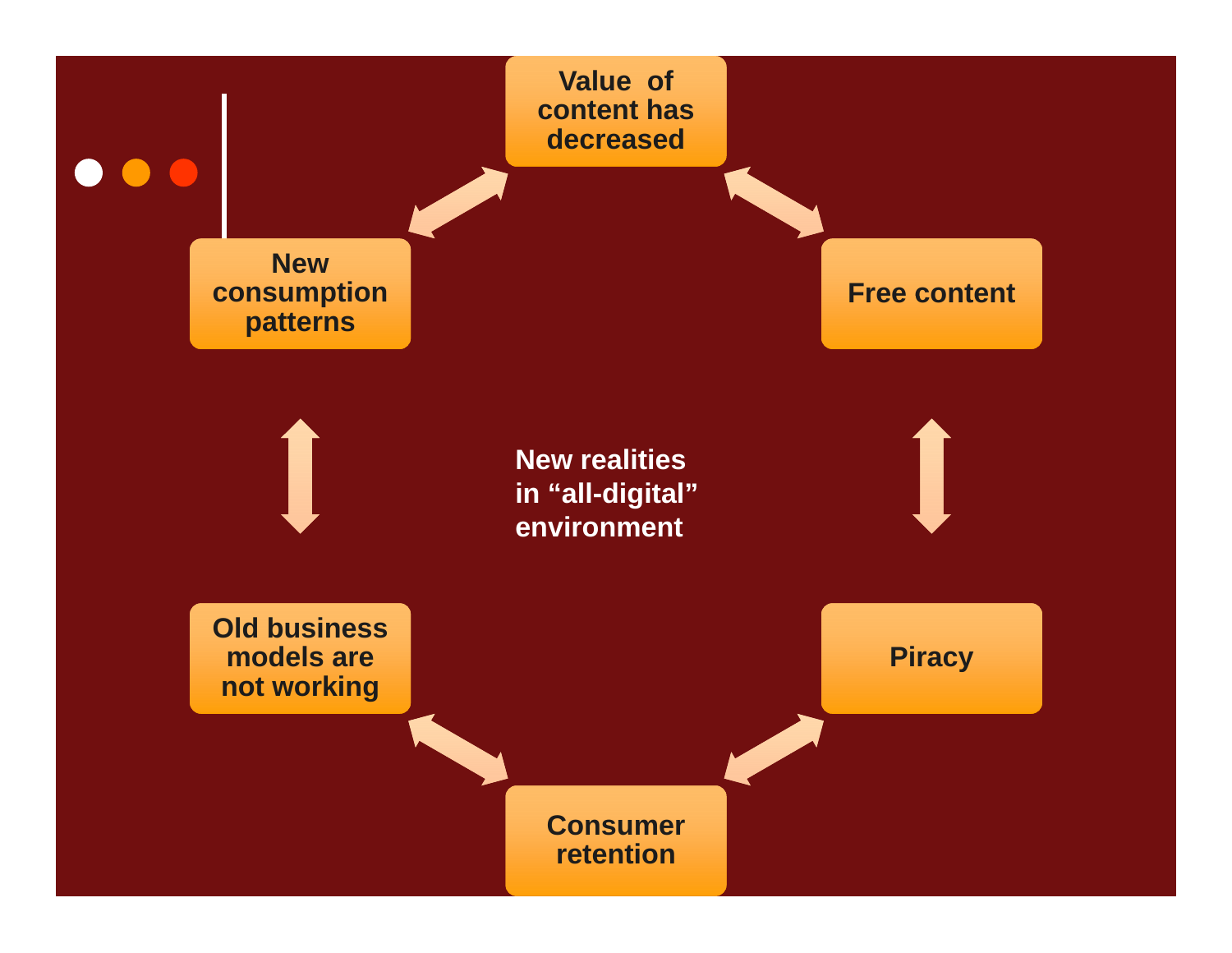Value of content has decreased

New consumption patterns

Free content

New realities in "all-digital" environment

Old business models are not working

Piracy

Consumer retention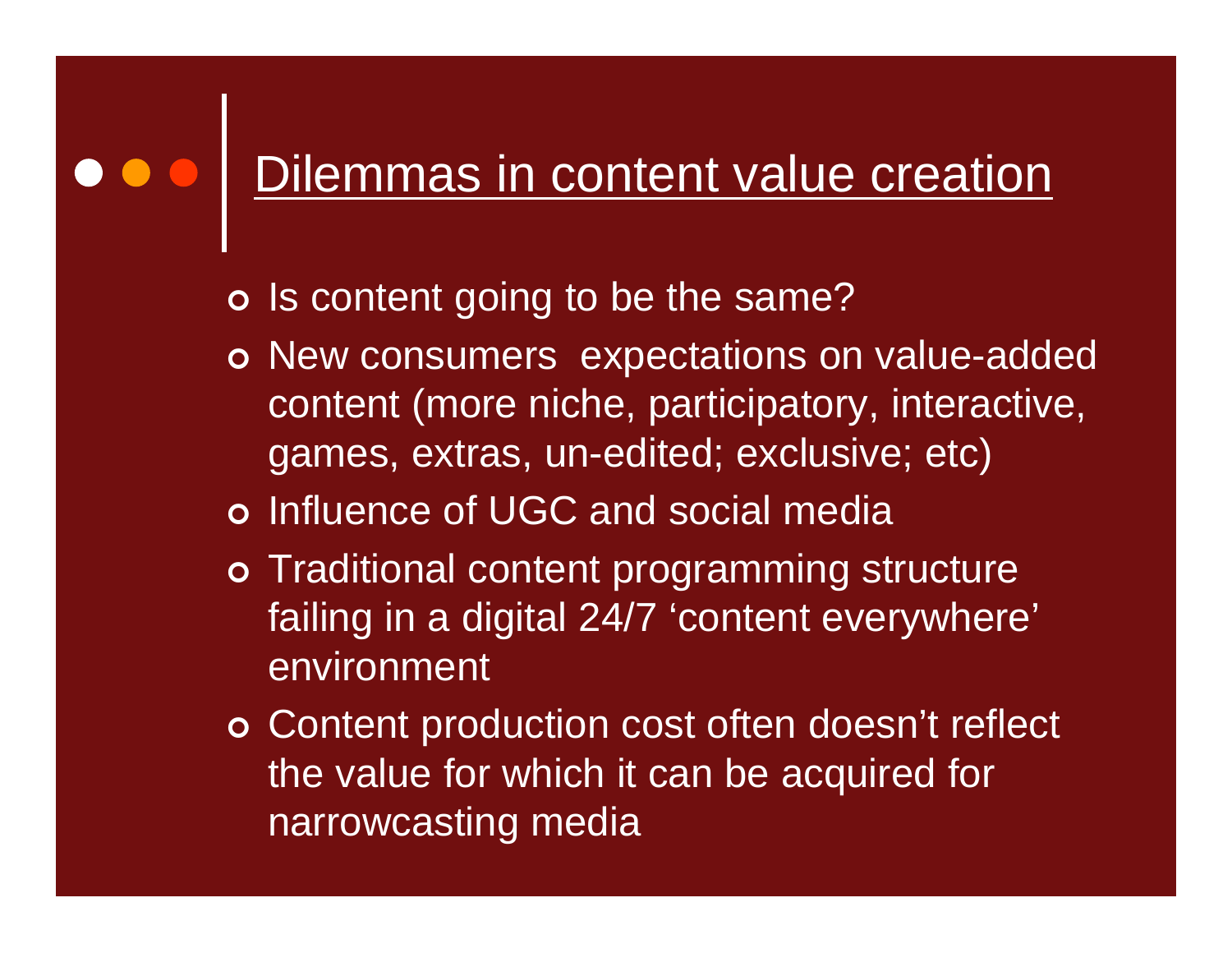# Dilemmas in content value creation

- Is content going to be the same?
- New consumers  expectations on value-added content (more niche, participatory, interactive, games, extras, un-edited; exclusive; etc)
- Influence of UGC and social media
- Traditional content programming structure failing in a digital 24/7 'content everywhere' environment
- Content production cost often doesn't reflect the value for which it can be acquired for narrowcasting media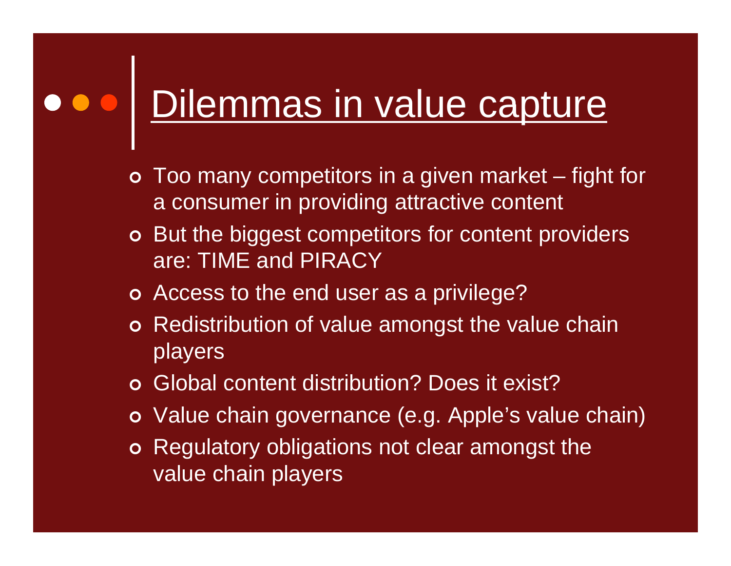# Dilemmas in value capture

- Too many competitors in a given market – fight for a consumer in providing attractive content
- But the biggest competitors for content providers are: TIME and PIRACY
- Access to the end user as a privilege?
- Redistribution of value amongst the value chain players
- Global content distribution? Does it exist?
- Value chain governance (e.g. Apple's value chain)
- Regulatory obligations not clear amongst the value chain players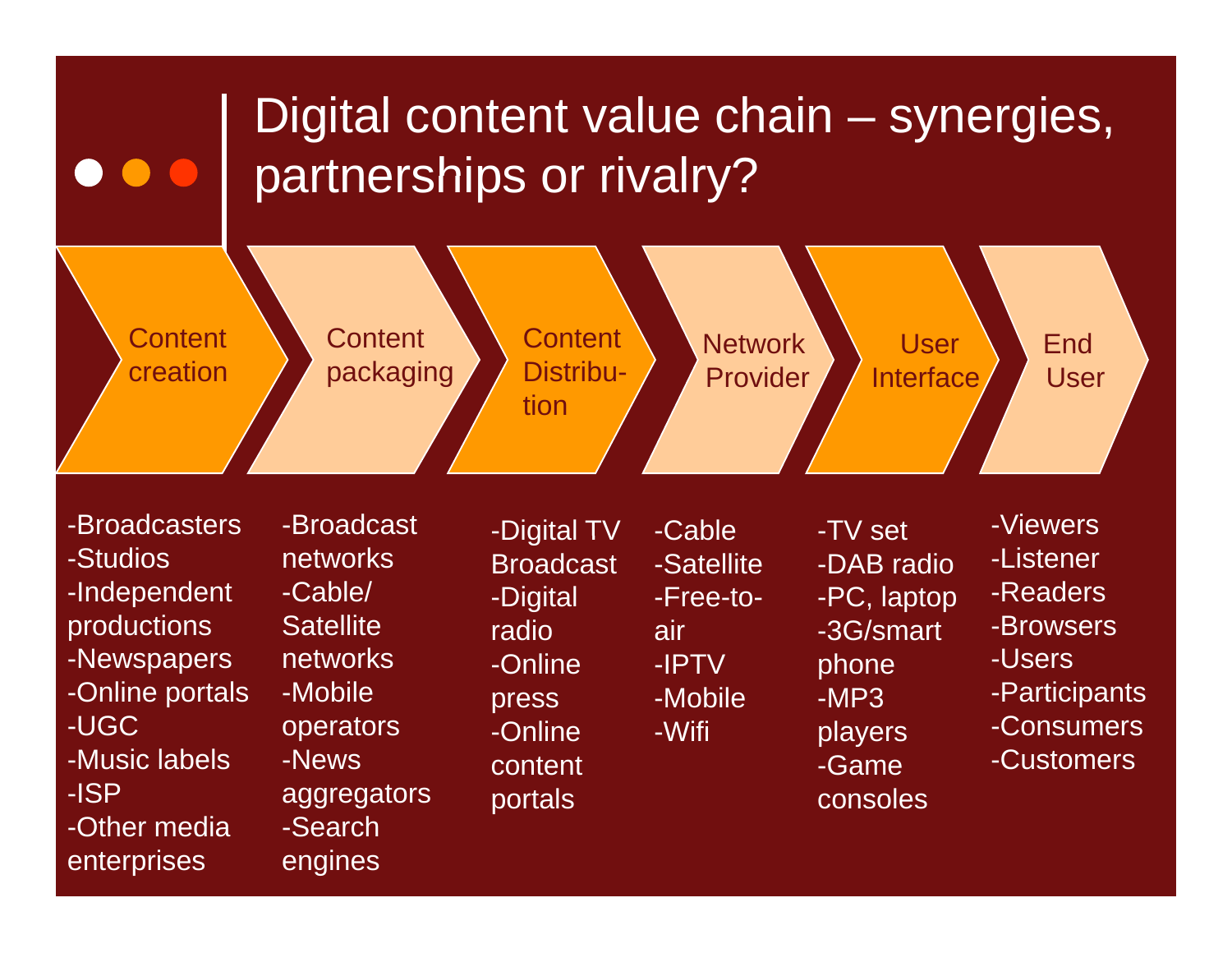# Digital content value chain – synergies, partnerships or rivalry?

| Content creation | Content packaging | Content Distribution | Network Provider | User Interface | End User |
|---|---|---|---|---|---|
| -Broadcasters<br>-Studios<br>-Independent productions<br>-Newspapers<br>-Online portals<br>-UGC<br>-Music labels<br>-ISP<br>-Other media enterprises | -Broadcast networks<br>-Cable/ Satellite networks<br>-Mobile operators<br>-News aggregators<br>-Search engines | -Digital TV Broadcast<br>-Digital radio<br>-Online press<br>-Online content portals | -Cable<br>-Satellite<br>-Free-to-air<br>-IPTV<br>-Mobile<br>-Wifi | -TV set<br>-DAB radio<br>-PC, laptop<br>-3G/smart phone<br>-MP3 players<br>-Game consoles | -Viewers<br>-Listener<br>-Readers<br>-Browsers<br>-Users<br>-Participants<br>-Consumers<br>-Customers |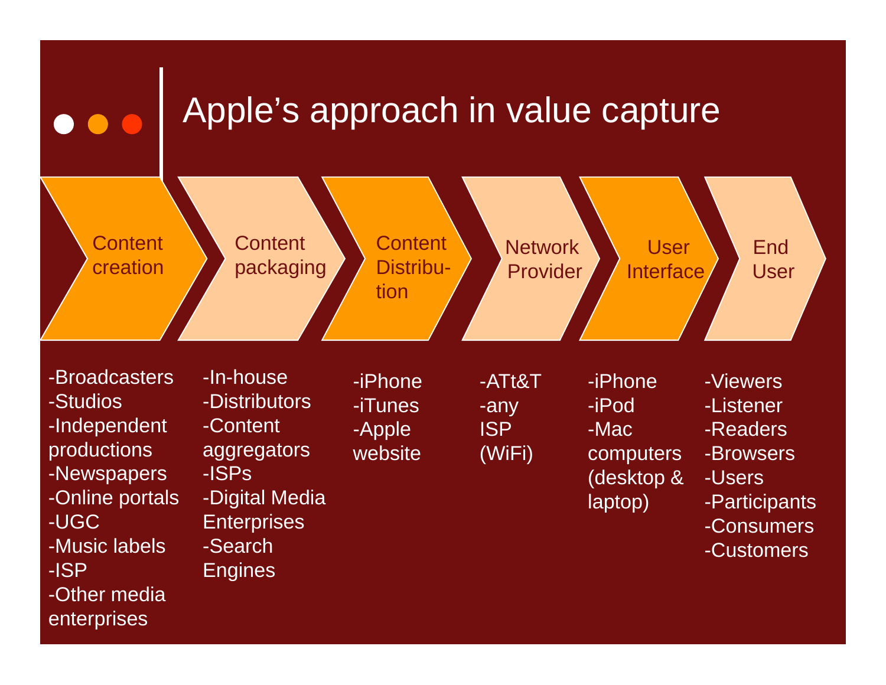# Apple's approach in value capture

| Content creation | Content packaging | Content Distribu-tion | Network Provider | User Interface | End User |
| --- | --- | --- | --- | --- | --- |
| -Broadcasters<br>-Studios<br>-Independent productions<br>-Newspapers<br>-Online portals<br>-UGC<br>-Music labels<br>-ISP<br>-Other media enterprises | -In-house<br>-Distributors<br>-Content aggregators<br>-ISPs<br>-Digital Media Enterprises<br>-Search Engines | -iPhone<br>-iTunes<br>-Apple website | -ATt&T<br>-any ISP (WiFi) | -iPhone<br>-iPod<br>-Mac computers (desktop & laptop) | -Viewers<br>-Listener<br>-Readers<br>-Browsers<br>-Users<br>-Participants<br>-Consumers<br>-Customers |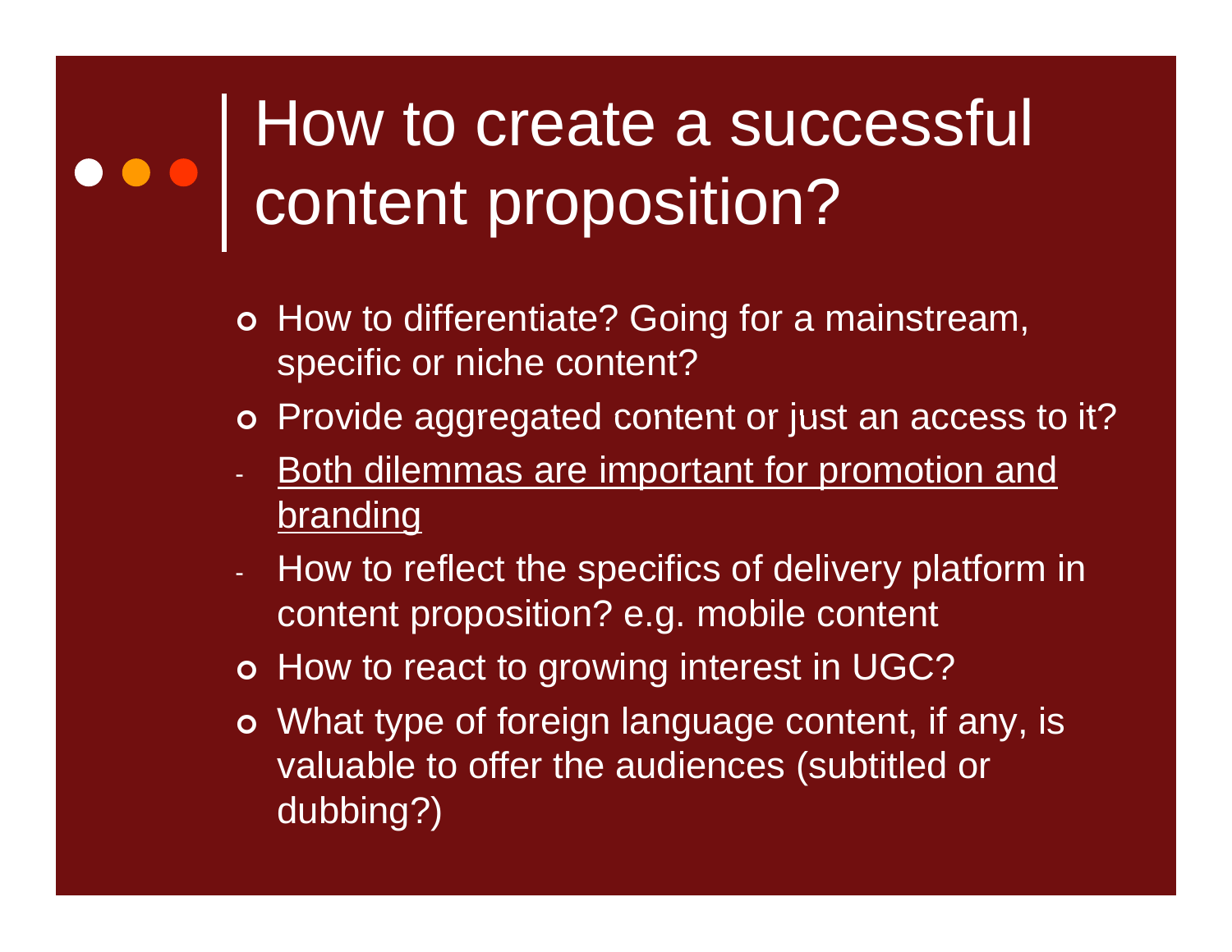# How to create a successful content proposition?

- How to differentiate? Going for a mainstream, specific or niche content?
- Provide aggregated content or just an access to it?
- <u>Both dilemmas are important for promotion and branding</u>
- How to reflect the specifics of delivery platform in content proposition? e.g. mobile content
- How to react to growing interest in UGC?
- What type of foreign language content, if any, is valuable to offer the audiences (subtitled or dubbing?)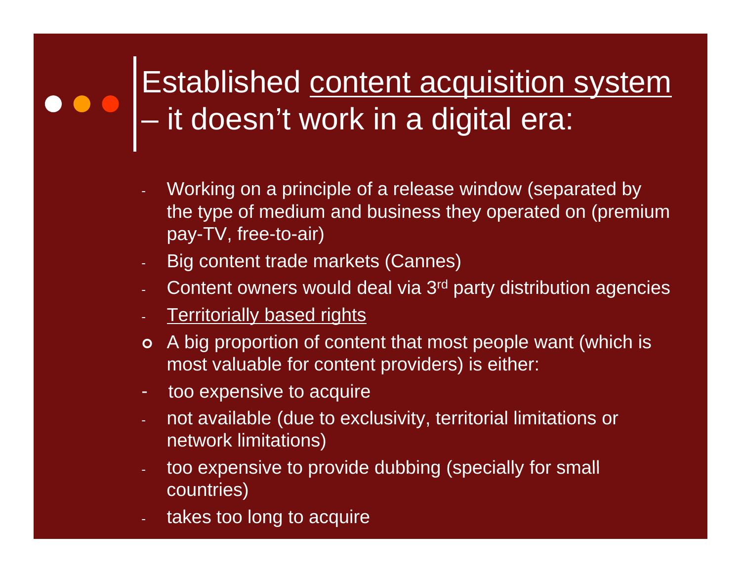# Established content acquisition system – it doesn't work in a digital era:

- Working on a principle of a release window (separated by the type of medium and business they operated on (premium pay-TV, free-to-air)
- Big content trade markets (Cannes)
- Content owners would deal via 3rd party distribution agencies
- Territorially based rights

- A big proportion of content that most people want (which is most valuable for content providers) is either:
  - too expensive to acquire
  - not available (due to exclusivity, territorial limitations or network limitations)
  - too expensive to provide dubbing (specially for small countries)
  - takes too long to acquire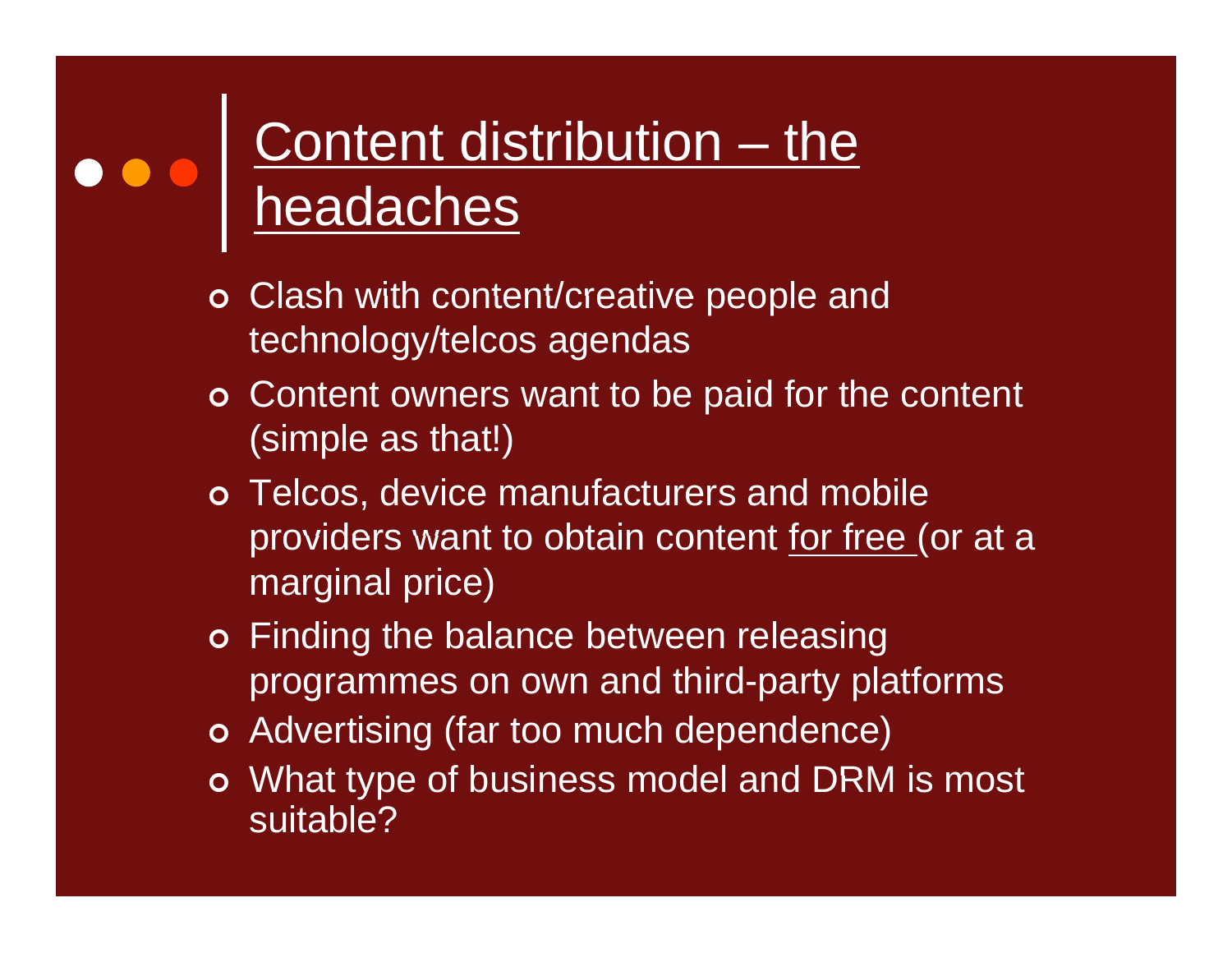# Content distribution – the headaches

- Clash with content/creative people and technology/telcos agendas
- Content owners want to be paid for the content (simple as that!)
- Telcos, device manufacturers and mobile providers want to obtain content for free (or at a marginal price)
- Finding the balance between releasing programmes on own and third-party platforms
- Advertising (far too much dependence)
- What type of business model and DRM is most suitable?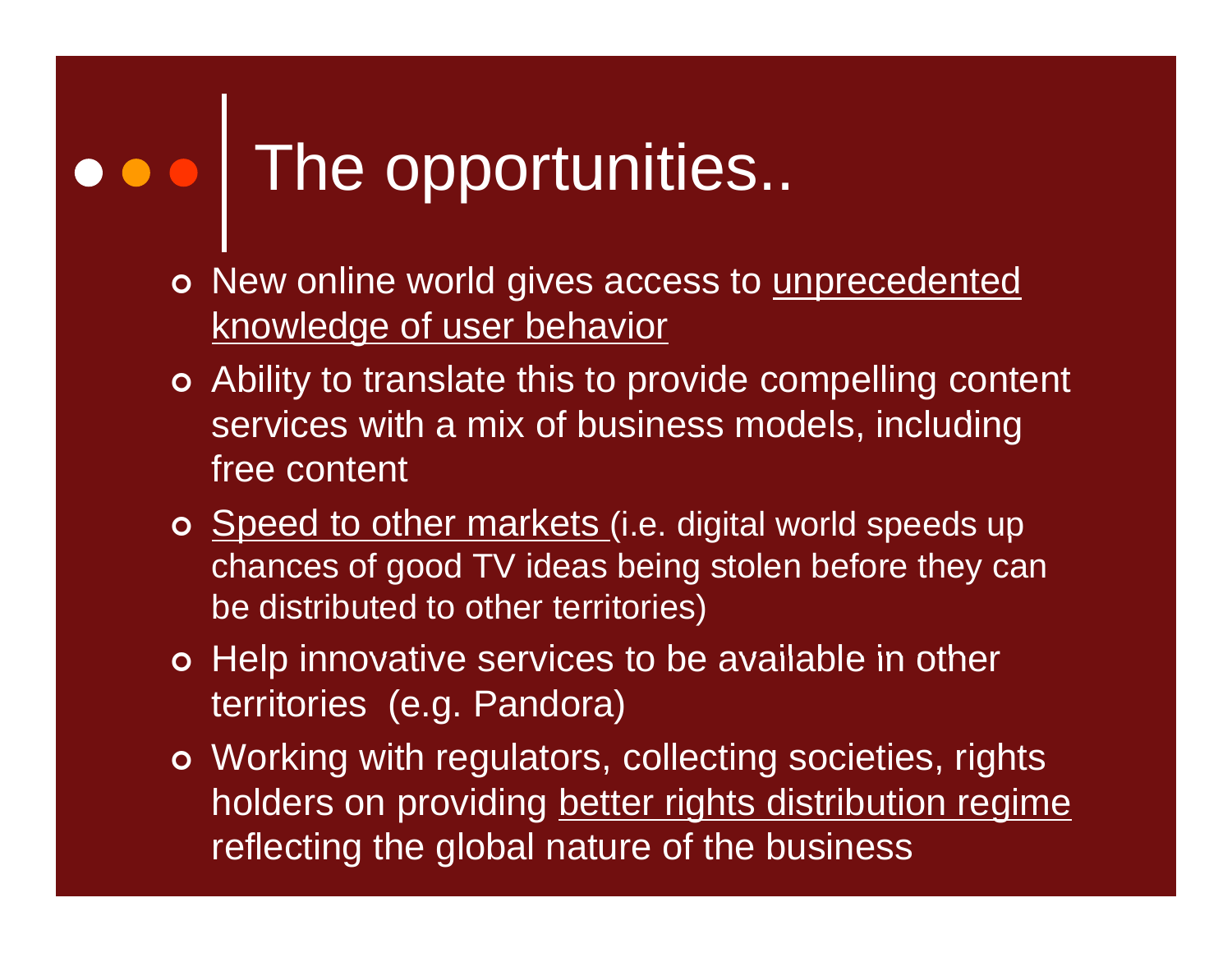# The opportunities..

- New online world gives access to unprecedented knowledge of user behavior
- Ability to translate this to provide compelling content services with a mix of business models, including free content
- Speed to other markets (i.e. digital world speeds up chances of good TV ideas being stolen before they can be distributed to other territories)
- Help innovative services to be available in other territories (e.g. Pandora)
- Working with regulators, collecting societies, rights holders on providing better rights distribution regime reflecting the global nature of the business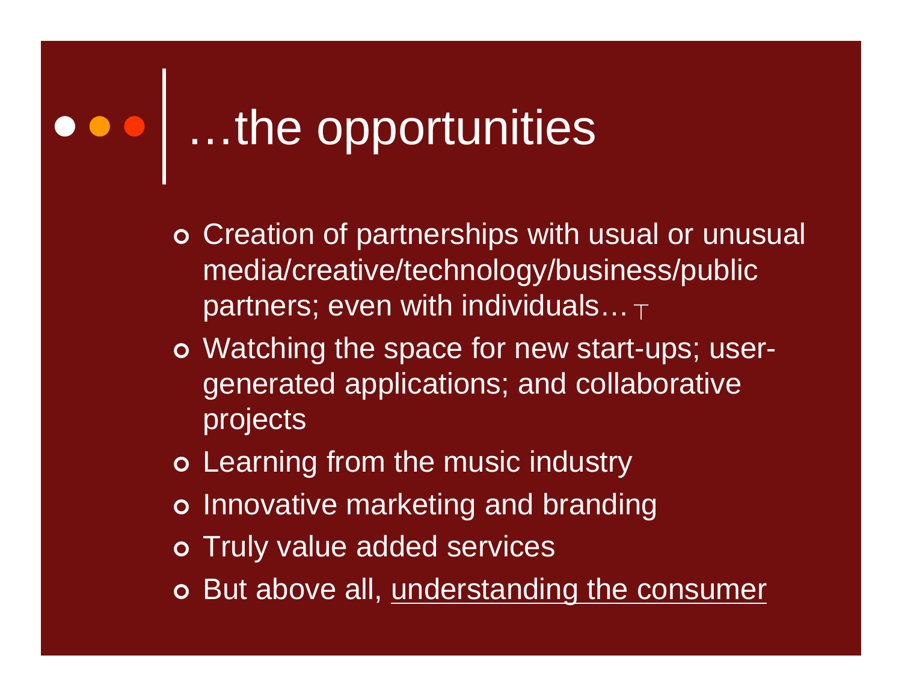# …the opportunities

- Creation of partnerships with usual or unusual media/creative/technology/business/public partners; even with individuals… ┬
- Watching the space for new start-ups; user-generated applications; and collaborative projects
- Learning from the music industry
- Innovative marketing and branding
- Truly value added services
- But above all, understanding the consumer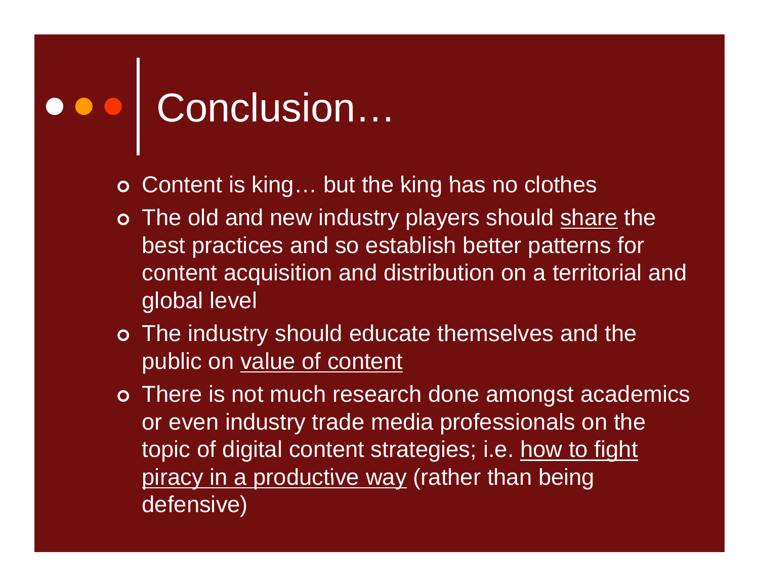# Conclusion…

- Content is king… but the king has no clothes
- The old and new industry players should <u>share</u> the best practices and so establish better patterns for content acquisition and distribution on a territorial and global level
- The industry should educate themselves and the public on <u>value of content</u>
- There is not much research done amongst academics or even industry trade media professionals on the topic of digital content strategies; i.e. <u>how to fight piracy in a productive way</u> (rather than being defensive)